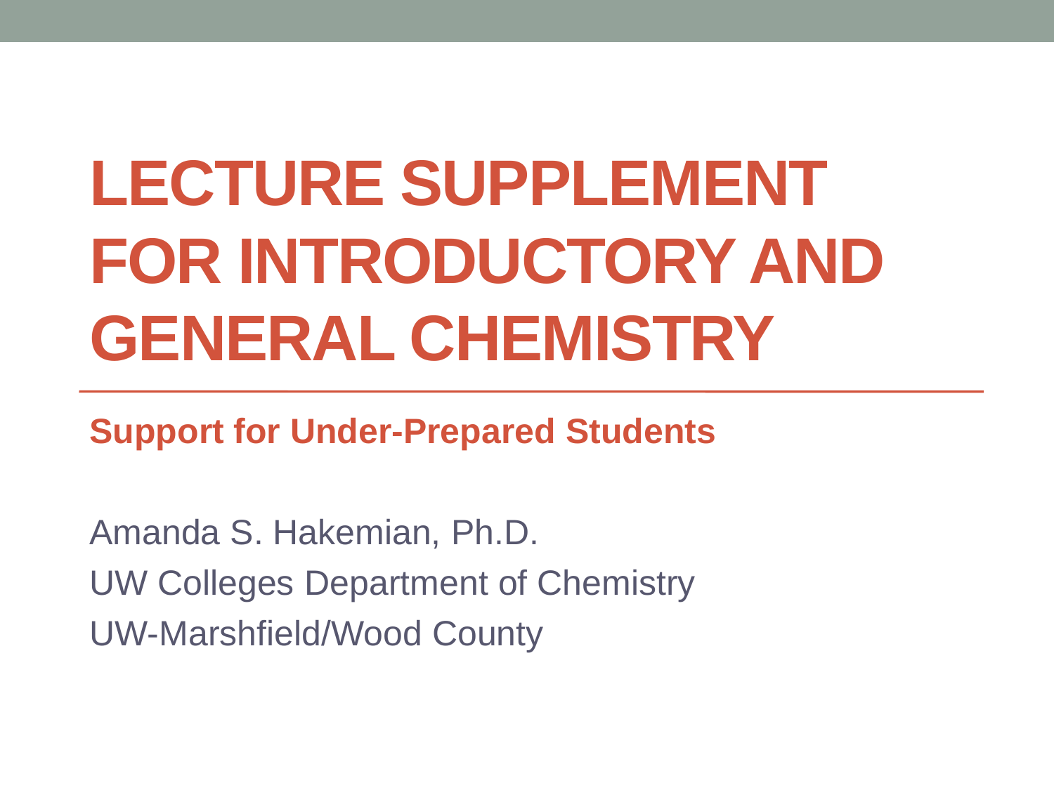# LECTURE SUPPLEMENT FOR INTRODUCTORY AND GENERAL CHEMISTRY

**Support for Under-Prepared Students**

Amanda S. Hakemian, Ph.D.
UW Colleges Department of Chemistry
UW-Marshfield/Wood County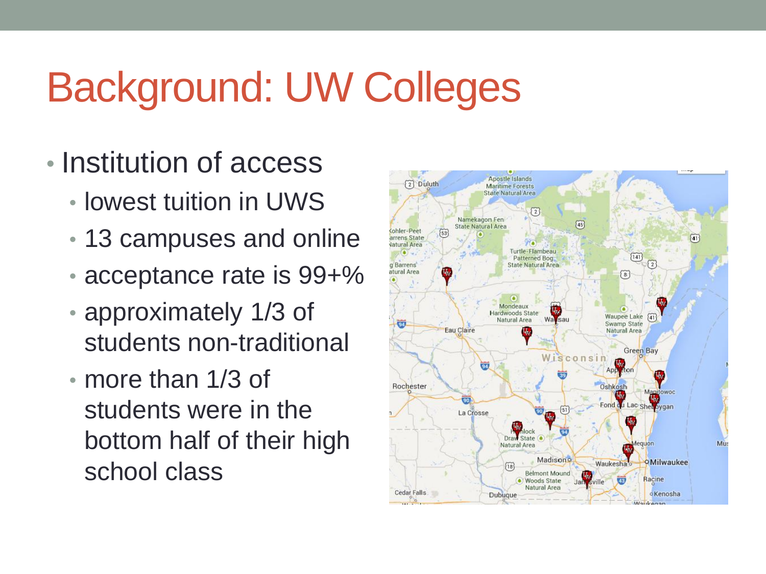# Background: UW Colleges

- Institution of access
  - lowest tuition in UWS
  - 13 campuses and online
  - acceptance rate is 99+%
  - approximately 1/3 of students non-traditional
  - more than 1/3 of students were in the bottom half of their high school class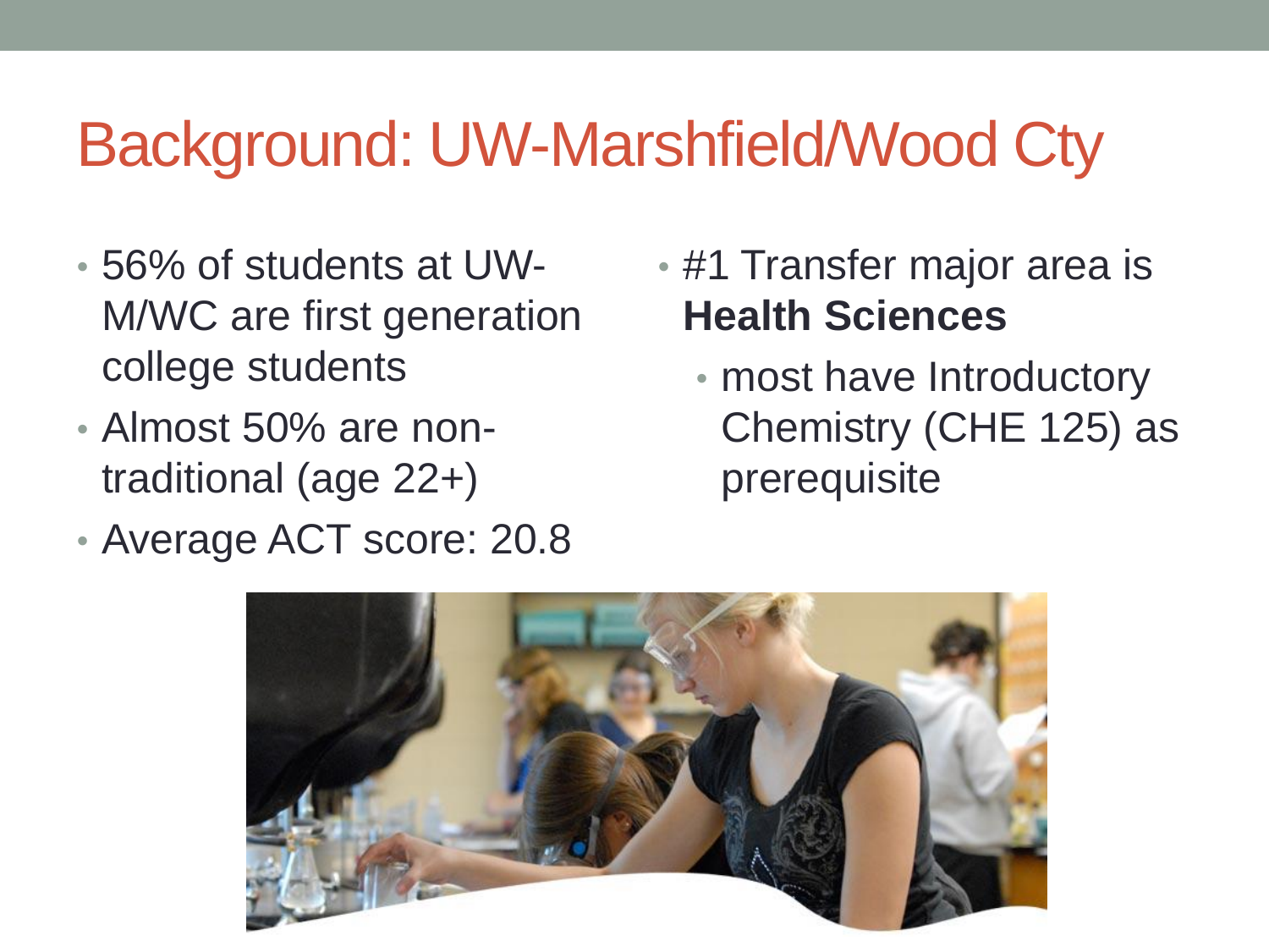# Background: UW-Marshfield/Wood Cty

- 56% of students at UW-M/WC are first generation college students
- Almost 50% are non-traditional (age 22+)
- Average ACT score: 20.8

- #1 Transfer major area is **Health Sciences**
  - most have Introductory Chemistry (CHE 125) as prerequisite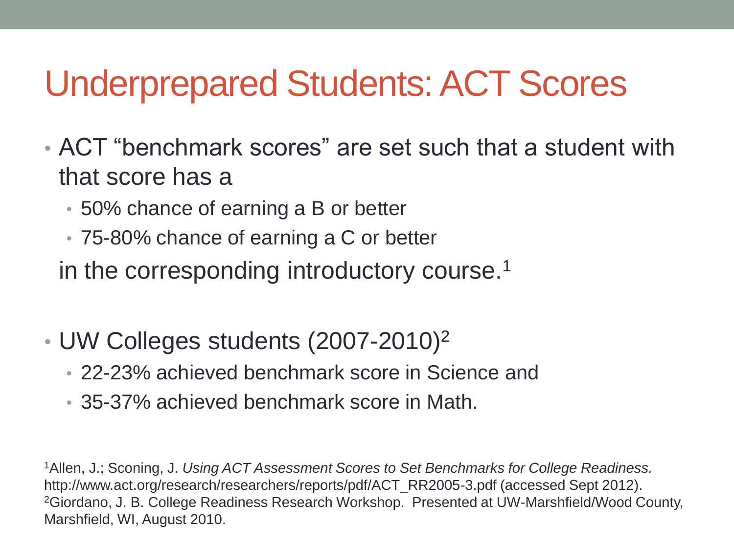# Underprepared Students: ACT Scores

- ACT "benchmark scores" are set such that a student with that score has a
  - 50% chance of earning a B or better
  - 75-80% chance of earning a C or better

  in the corresponding introductory course.[1]

- UW Colleges students (2007-2010)[2]
  - 22-23% achieved benchmark score in Science and
  - 35-37% achieved benchmark score in Math.

[1]Allen, J.; Sconing, J. *Using ACT Assessment Scores to Set Benchmarks for College Readiness.* http://www.act.org/research/researchers/reports/pdf/ACT_RR2005-3.pdf (accessed Sept 2012).
[2]Giordano, J. B. College Readiness Research Workshop. Presented at UW-Marshfield/Wood County, Marshfield, WI, August 2010.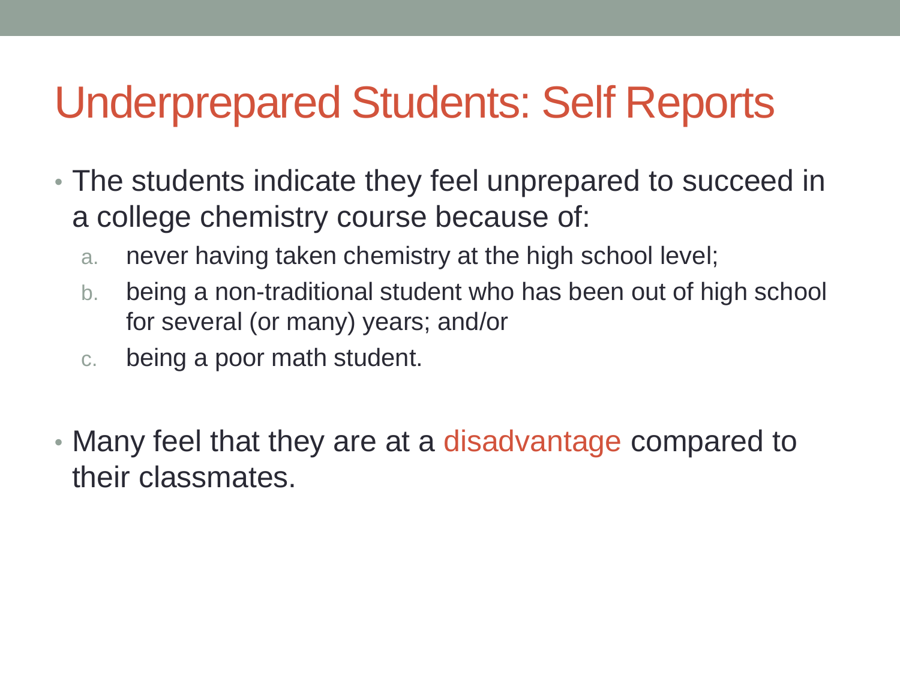# Underprepared Students: Self Reports

- The students indicate they feel unprepared to succeed in a college chemistry course because of:
  a. never having taken chemistry at the high school level;
  b. being a non-traditional student who has been out of high school for several (or many) years; and/or
  c. being a poor math student.

- Many feel that they are at a disadvantage compared to their classmates.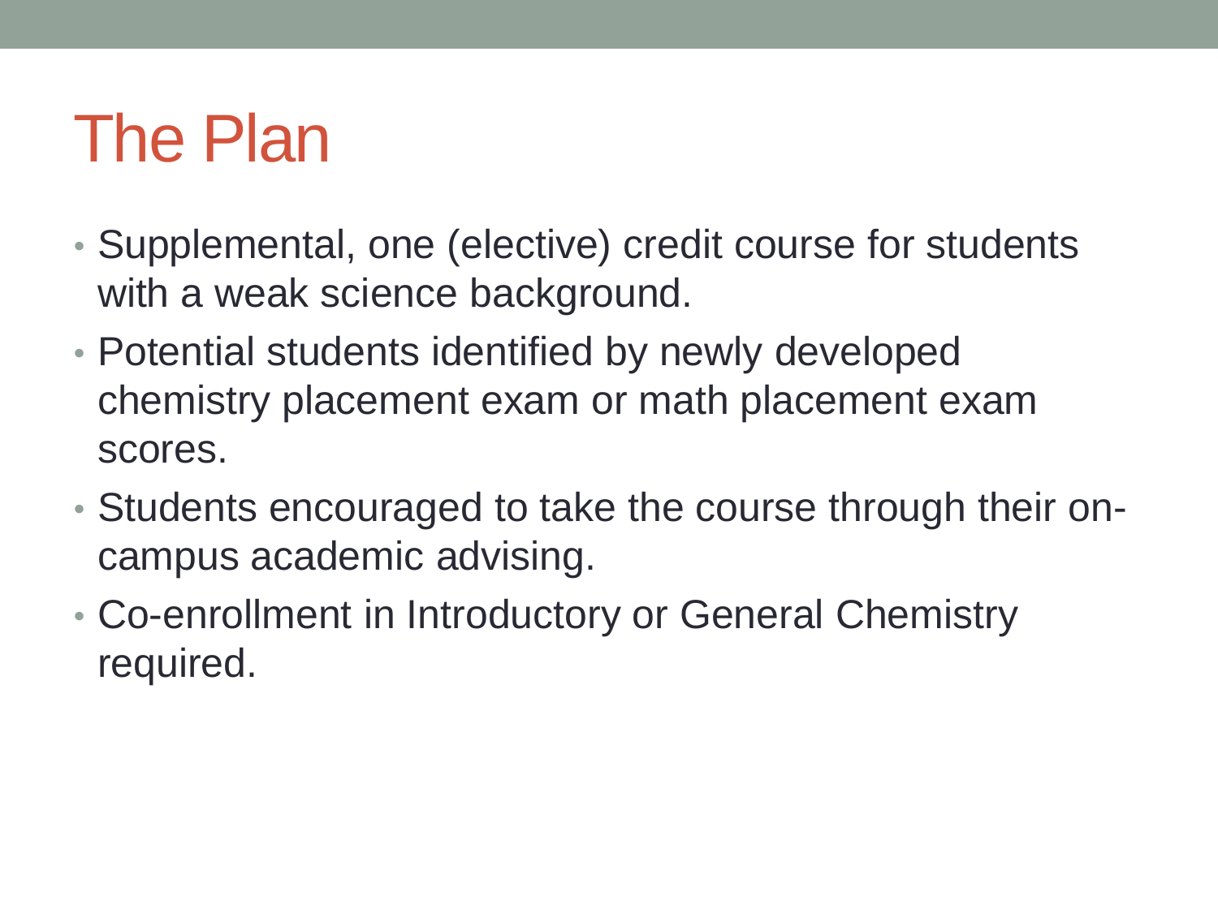# The Plan

- Supplemental, one (elective) credit course for students with a weak science background.
- Potential students identified by newly developed chemistry placement exam or math placement exam scores.
- Students encouraged to take the course through their on-campus academic advising.
- Co-enrollment in Introductory or General Chemistry required.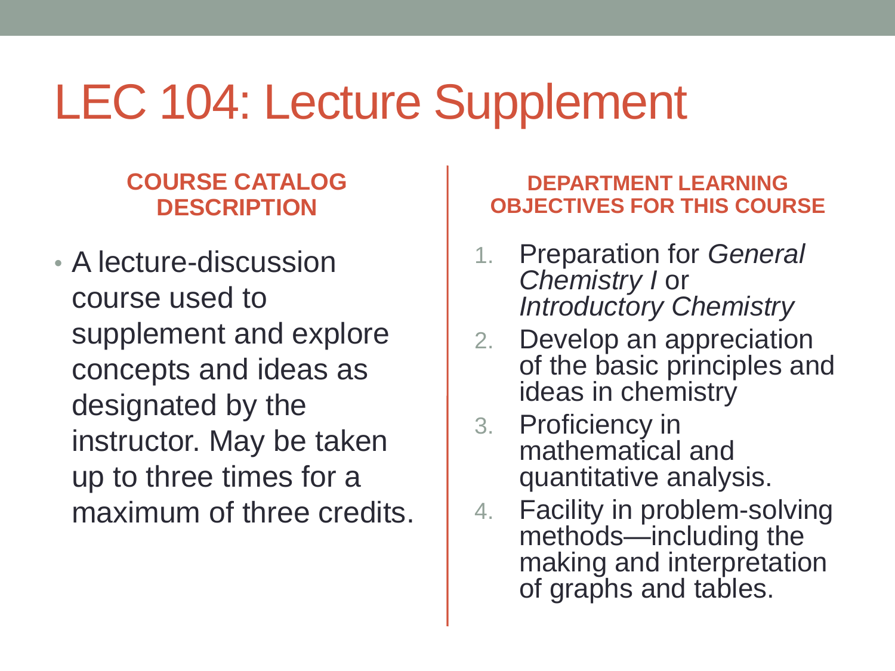# LEC 104: Lecture Supplement

## COURSE CATALOG DESCRIPTION

- A lecture-discussion course used to supplement and explore concepts and ideas as designated by the instructor. May be taken up to three times for a maximum of three credits.

## DEPARTMENT LEARNING OBJECTIVES FOR THIS COURSE

1. Preparation for *General Chemistry I* or *Introductory Chemistry*
2. Develop an appreciation of the basic principles and ideas in chemistry
3. Proficiency in mathematical and quantitative analysis.
4. Facility in problem-solving methods—including the making and interpretation of graphs and tables.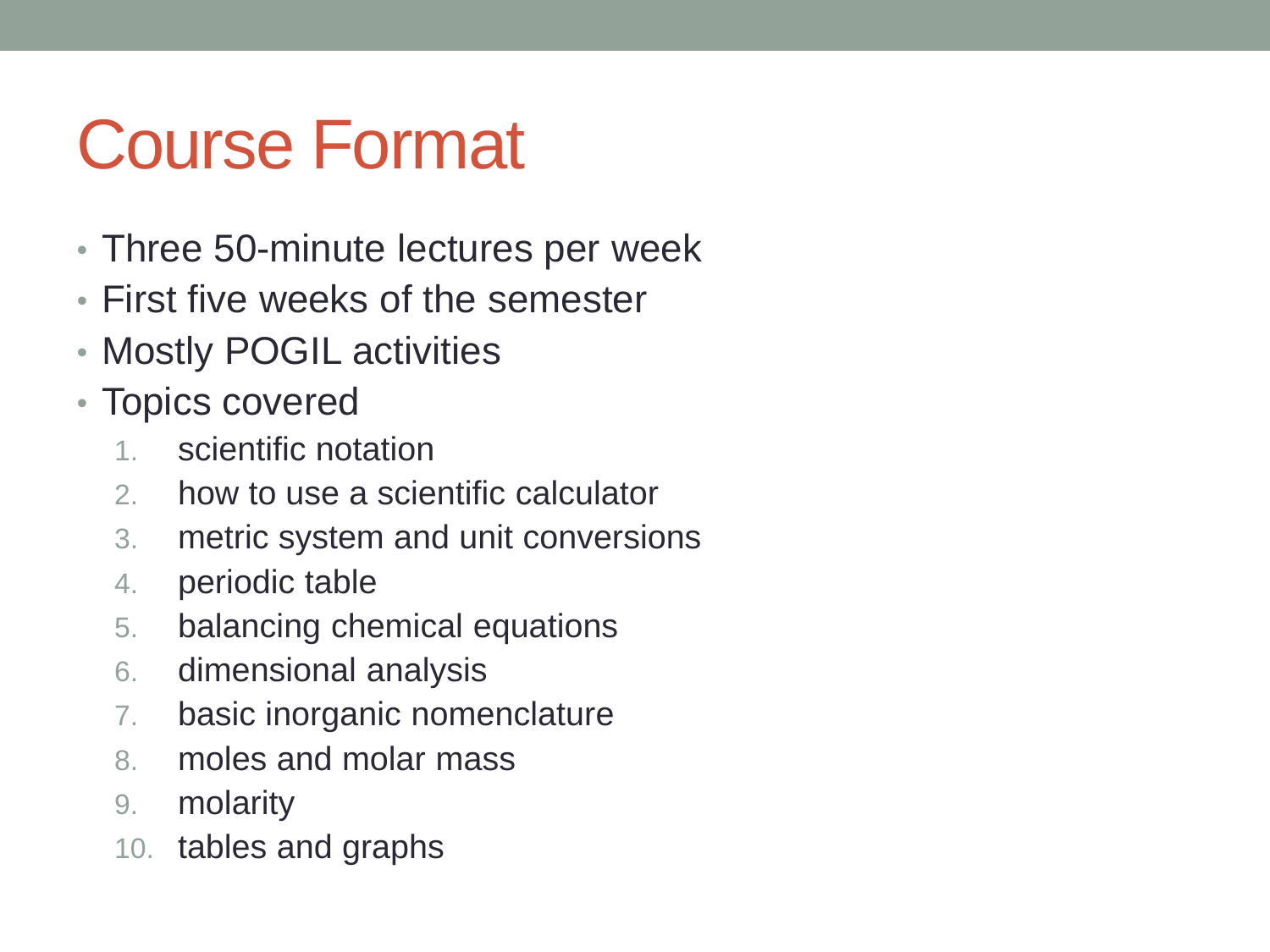# Course Format

- Three 50-minute lectures per week
- First five weeks of the semester
- Mostly POGIL activities
- Topics covered
  1. scientific notation
  2. how to use a scientific calculator
  3. metric system and unit conversions
  4. periodic table
  5. balancing chemical equations
  6. dimensional analysis
  7. basic inorganic nomenclature
  8. moles and molar mass
  9. molarity
  10. tables and graphs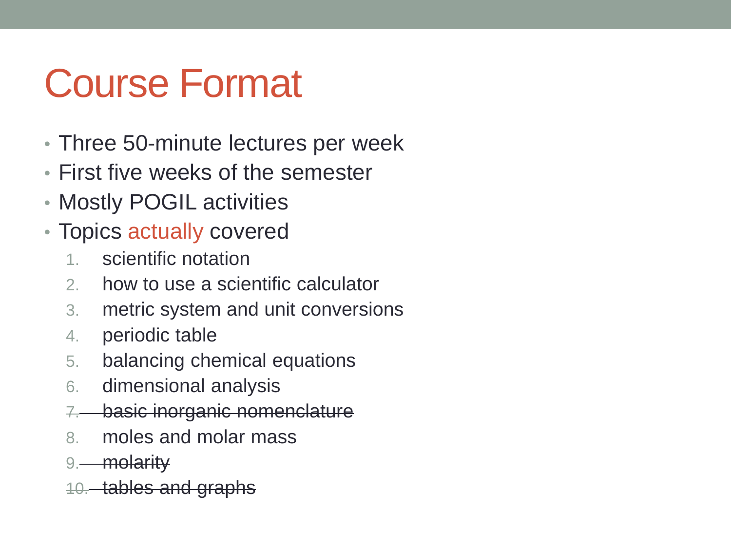# Course Format

- Three 50-minute lectures per week
- First five weeks of the semester
- Mostly POGIL activities
- Topics *actually* covered
  1. scientific notation
  2. how to use a scientific calculator
  3. metric system and unit conversions
  4. periodic table
  5. balancing chemical equations
  6. dimensional analysis
  7. ~~basic inorganic nomenclature~~
  8. moles and molar mass
  9. ~~molarity~~
  10. ~~tables and graphs~~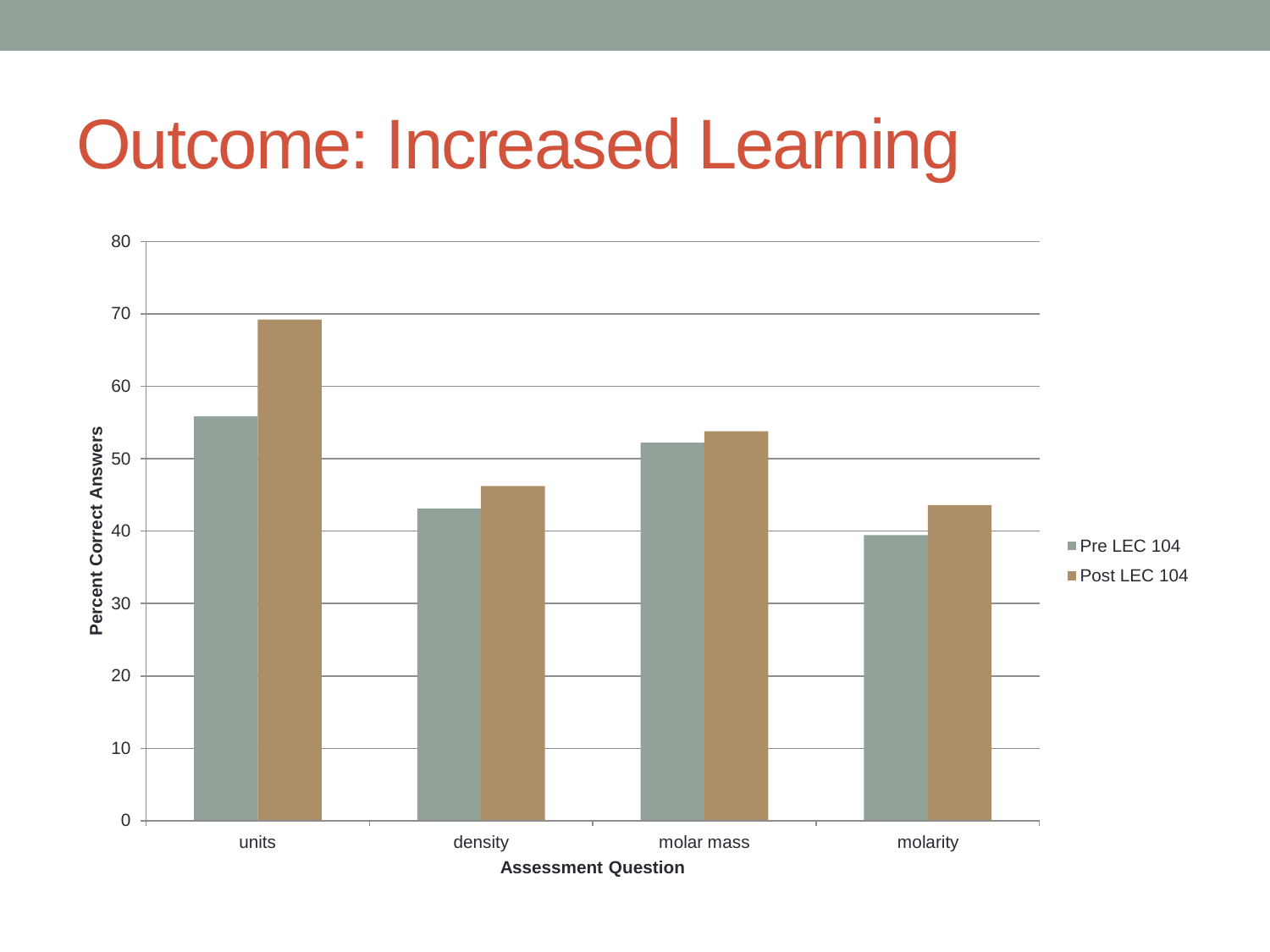# Outcome: Increased Learning

Percent Correct Answers

80
70
60
50
40
30
20
10
0

units | density | molar mass | molarity

Assessment Question

Pre LEC 104
Post LEC 104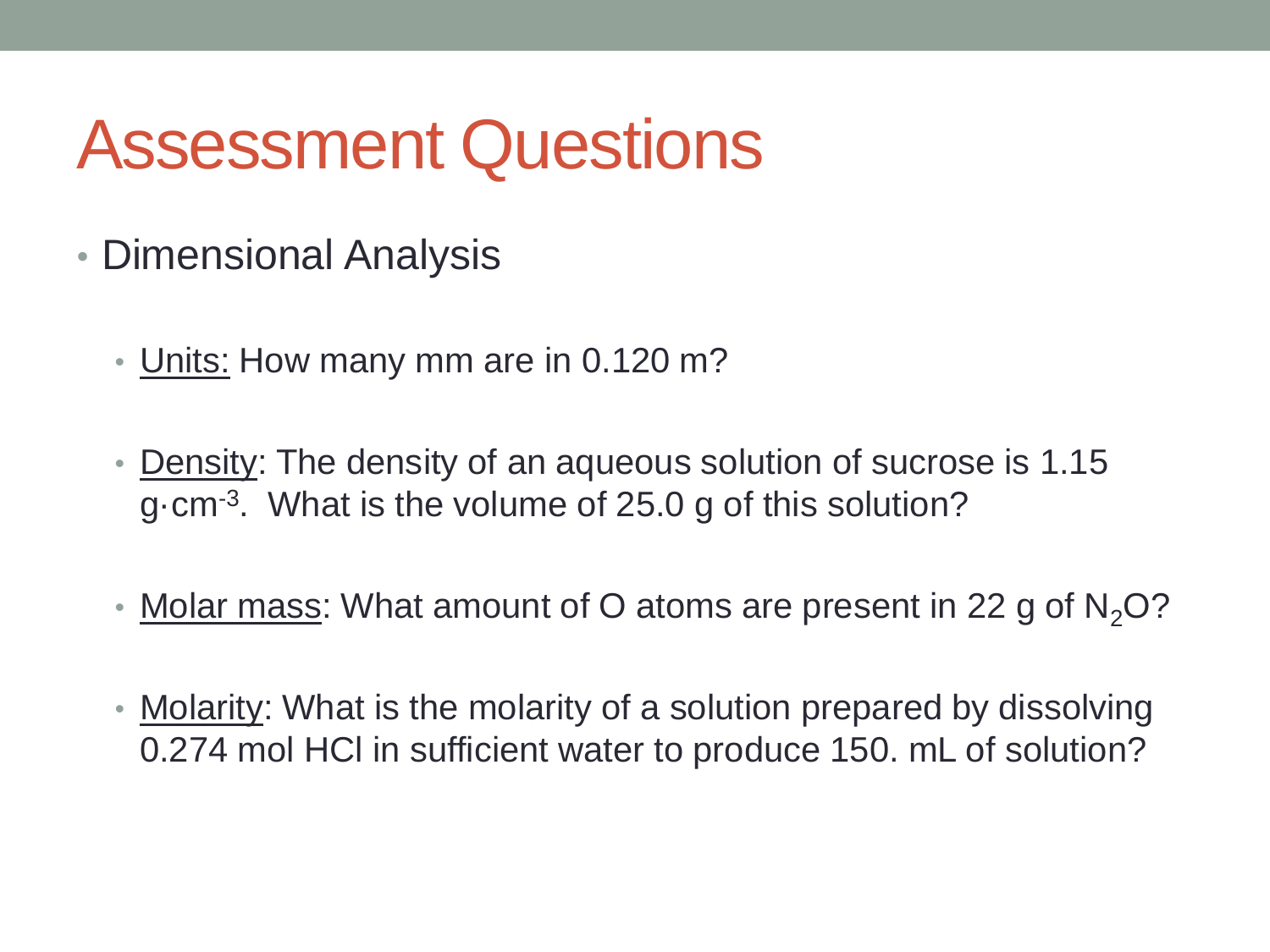# Assessment Questions

- Dimensional Analysis
  - <u>Units:</u> How many mm are in 0.120 m?
  - <u>Density</u>: The density of an aqueous solution of sucrose is 1.15 $g \cdot cm^{-3}$. What is the volume of 25.0 g of this solution?
  - <u>Molar mass</u>: What amount of O atoms are present in 22 g of $N_2O$?
  - <u>Molarity</u>: What is the molarity of a solution prepared by dissolving 0.274 mol HCl in sufficient water to produce 150. mL of solution?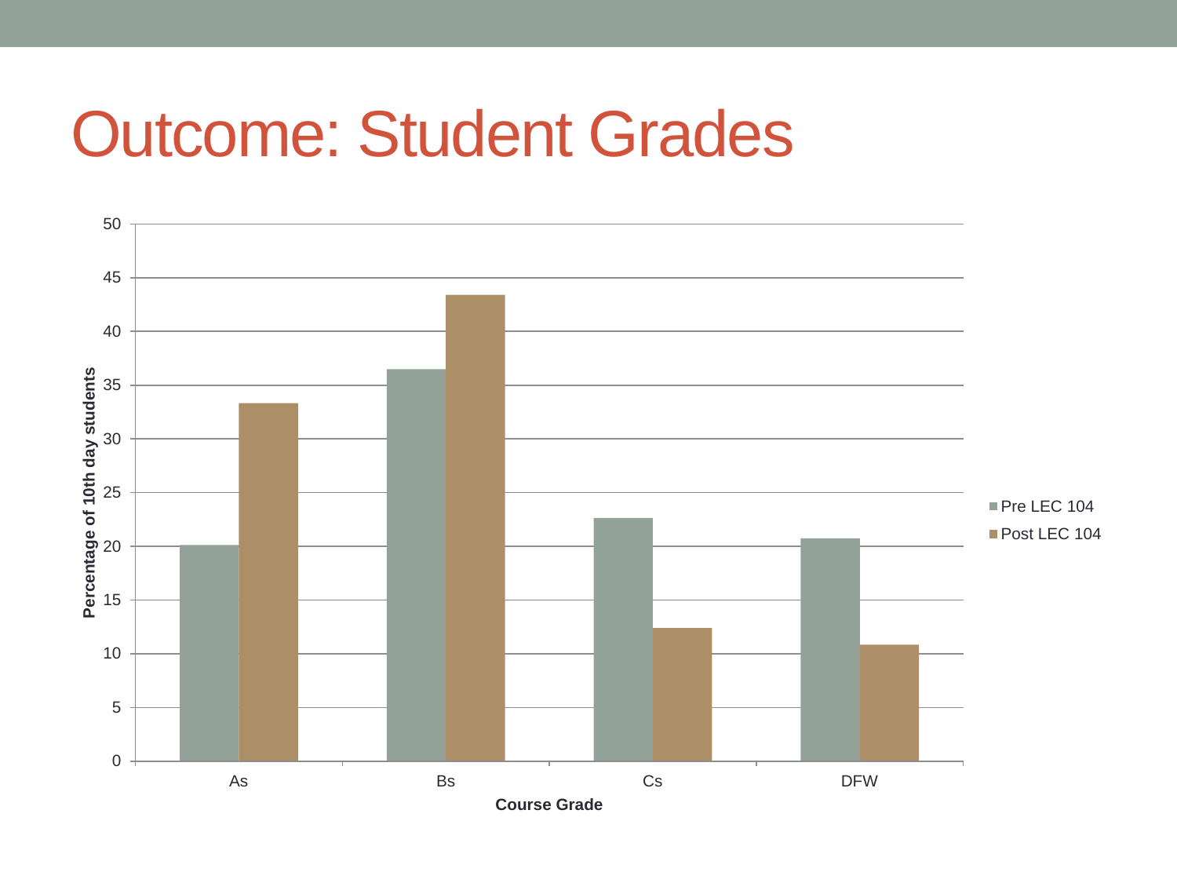# Outcome: Student Grades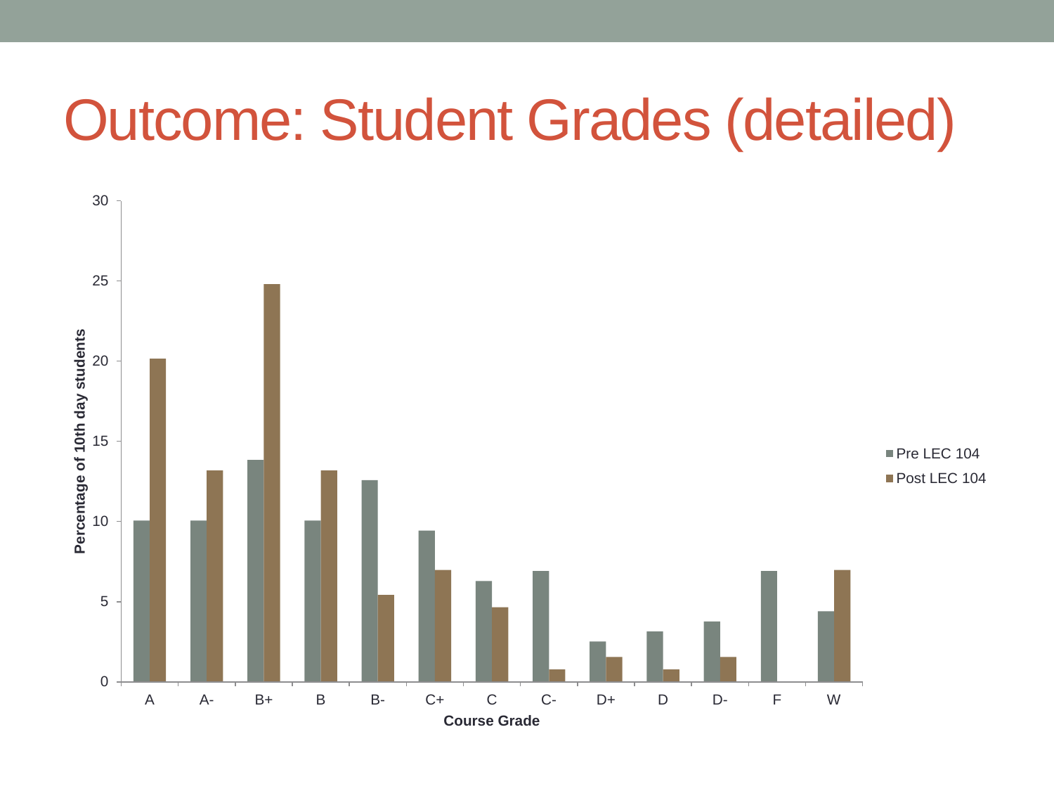# Outcome: Student Grades (detailed)

Percentage of 10th day students

30
25
20
15
10
5
0

A A- B+ B B- C+ C C- D+ D D- F W

Course Grade

Pre LEC 104
Post LEC 104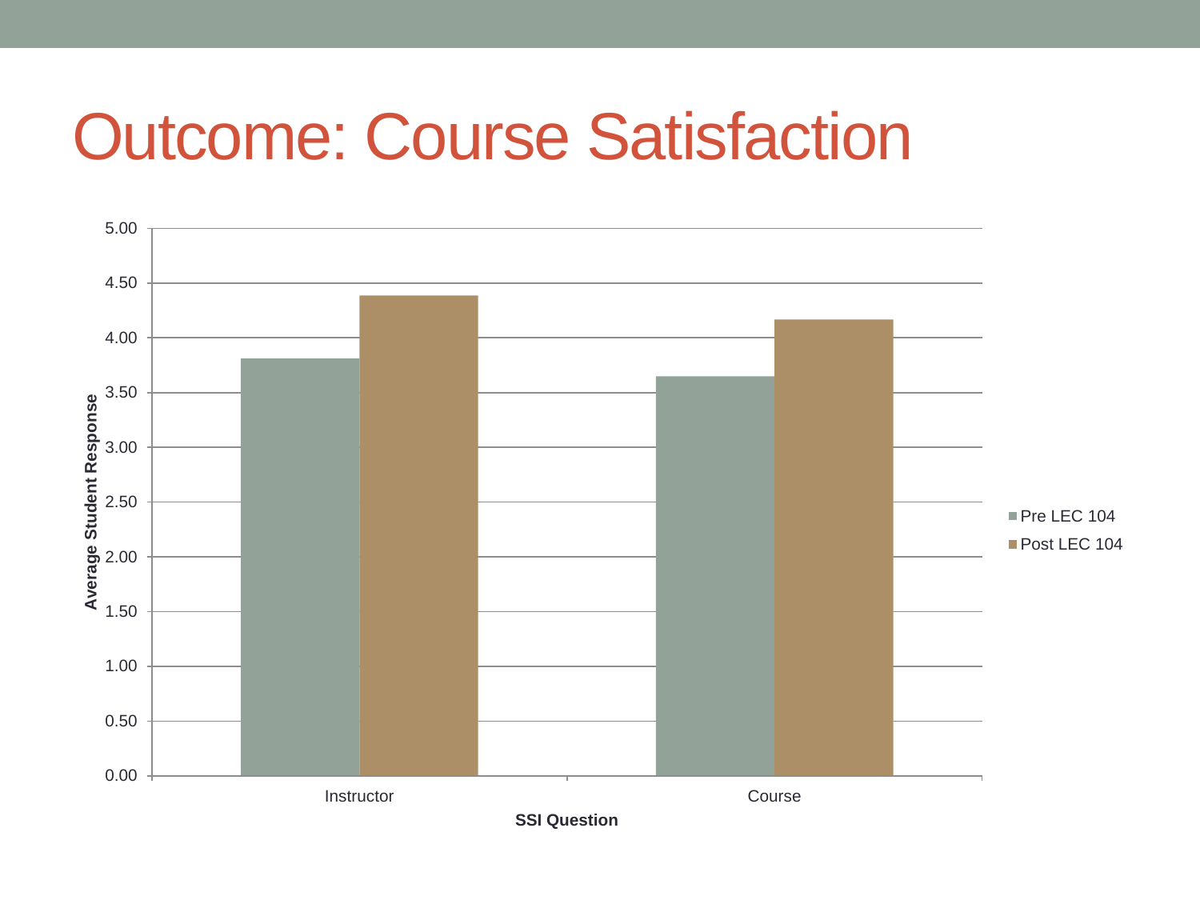# Outcome: Course Satisfaction

Average Student Response

| SSI Question | Pre LEC 104 | Post LEC 104 |
|---|---|---|
| Instructor | ~3.81 | ~4.39 |
| Course | ~3.65 | ~4.17 |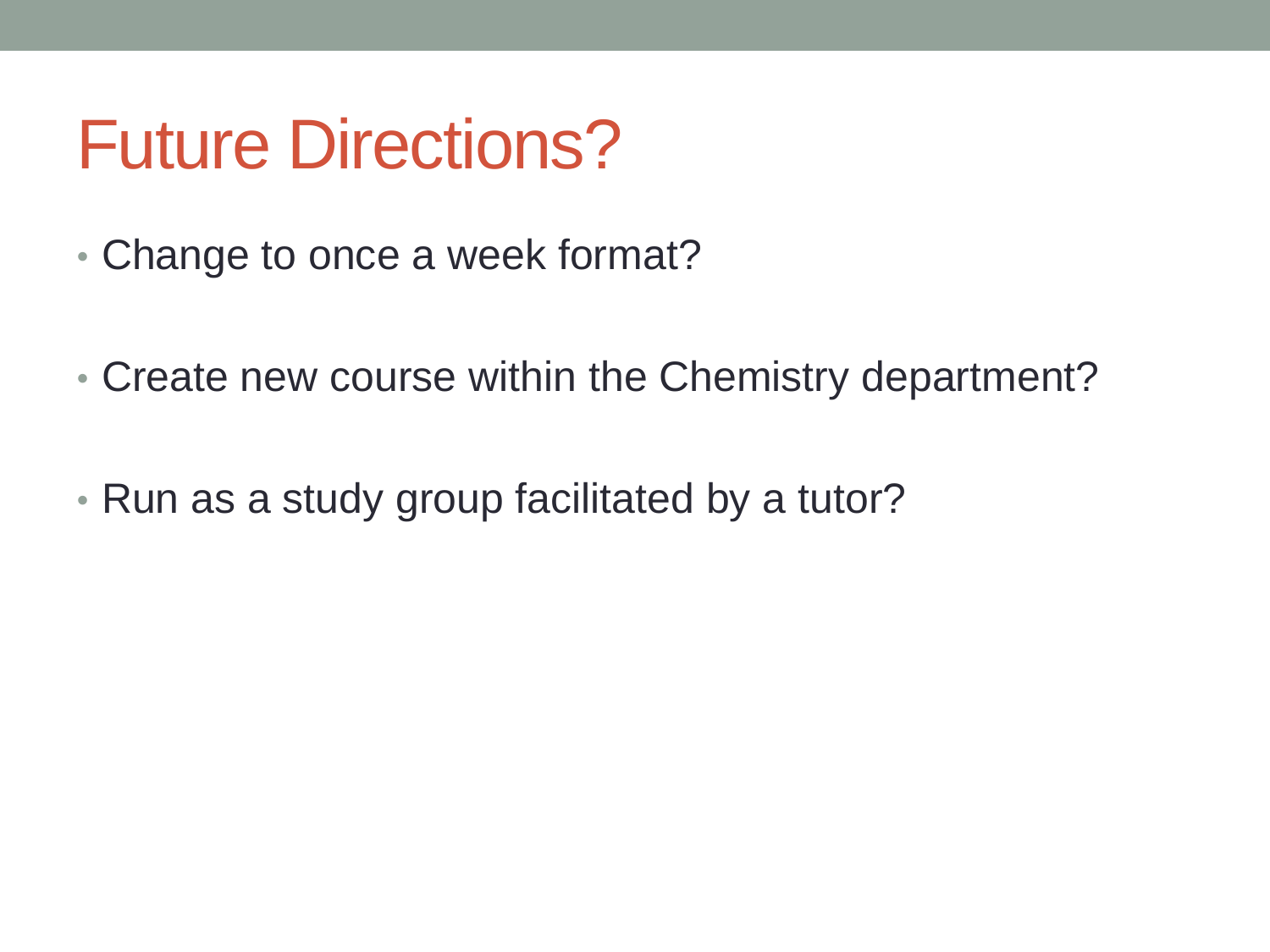# Future Directions?

- Change to once a week format?
- Create new course within the Chemistry department?
- Run as a study group facilitated by a tutor?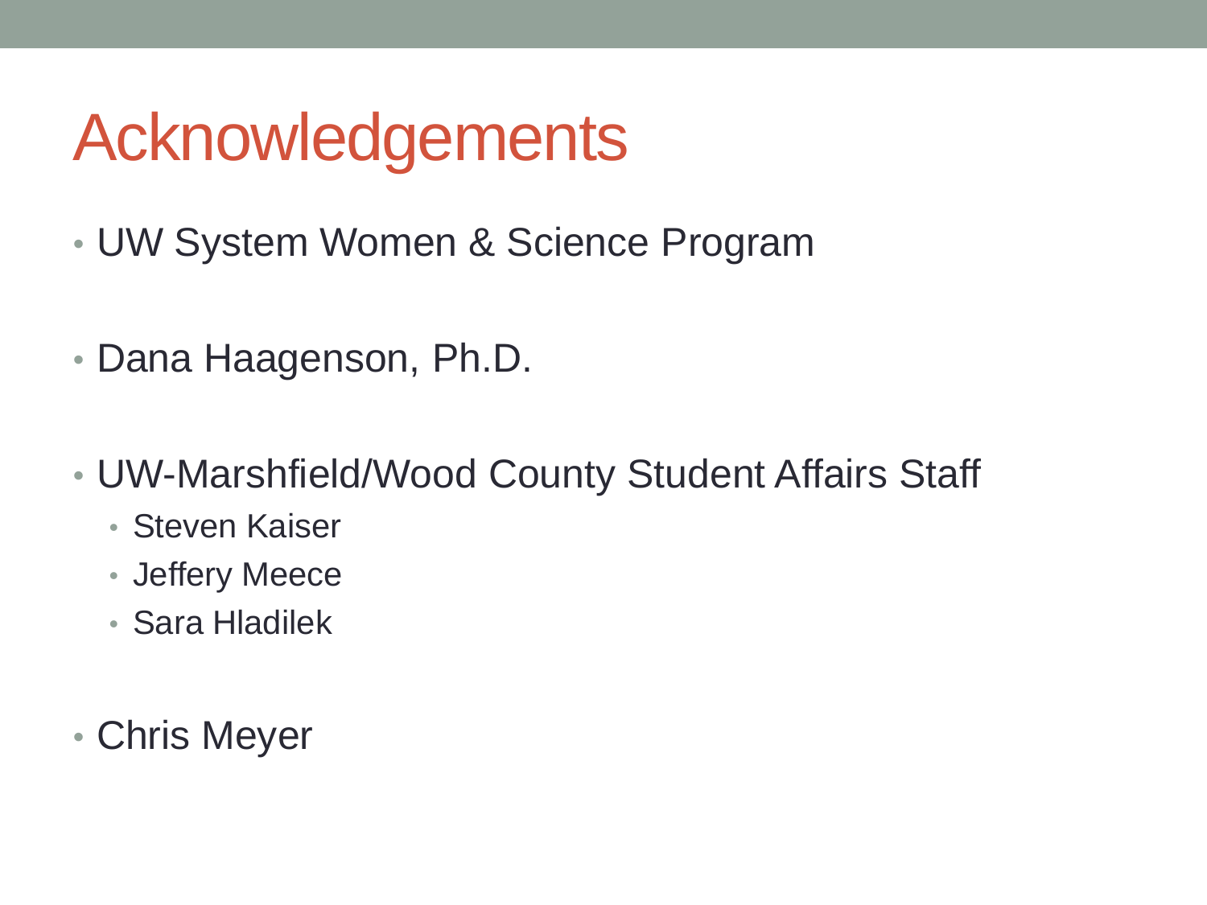# Acknowledgements

- UW System Women & Science Program
- Dana Haagenson, Ph.D.
- UW-Marshfield/Wood County Student Affairs Staff
  - Steven Kaiser
  - Jeffery Meece
  - Sara Hladilek
- Chris Meyer